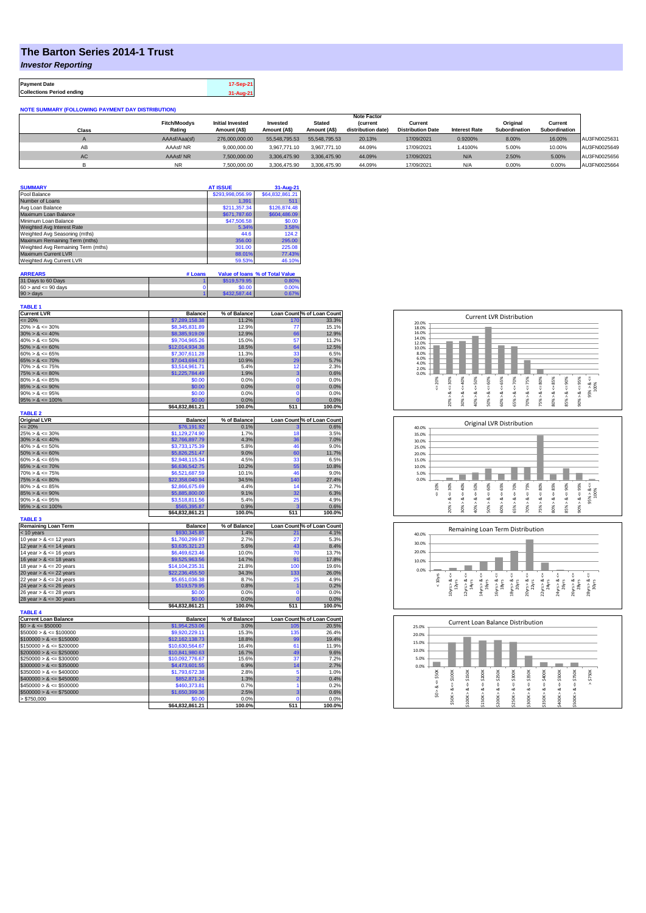# The Barton Series 2014-1 Trust

*Investor Reporting*

| Payment Date | 17-Sep-21 |
|---|---|
| Collections Period ending | 31-Aug-21 |

**NOTE SUMMARY (FOLLOWING PAYMENT DAY DISTRIBUTION)**

| Class | Fitch/Moodys Rating | Initial Invested Amount (A$) | Invested Amount (A$) | Stated Amount (A$) | Note Factor (current distribution date) | Current Distribution Date | Interest Rate | Original Subordination | Current Subordination | |
|---|---|---|---|---|---|---|---|---|---|---|
| A | AAAsf/Aaa(sf) | 276,000,000.00 | 55,548,795.53 | 55,548,795.53 | 20.13% | 17/09/2021 | 0.9200% | 8.00% | 16.00% | AU3FN0025631 |
| AB | AAAsf/ NR | 9,000,000.00 | 3,967,771.10 | 3,967,771.10 | 44.09% | 17/09/2021 | 1.4100% | 5.00% | 10.00% | AU3FN0025649 |
| AC | AAAsf/ NR | 7,500,000.00 | 3,306,475.90 | 3,306,475.90 | 44.09% | 17/09/2021 | N/A | 2.50% | 5.00% | AU3FN0025656 |
| B | NR | 7,500,000.00 | 3,306,475.90 | 3,306,475.90 | 44.09% | 17/09/2021 | N/A | 0.00% | 0.00% | AU3FN0025664 |

| SUMMARY | AT ISSUE | 31-Aug-21 |
|---|---|---|
| Pool Balance | $293,998,056.99 | $64,832,861.21 |
| Number of Loans | 1,391 | 511 |
| Avg Loan Balance | $211,357.34 | $126,874.48 |
| Maximum Loan Balance | $671,787.60 | $604,486.09 |
| Minimum Loan Balance | $47,506.58 | $0.00 |
| Weighted Avg Interest Rate | 5.34% | 3.58% |
| Weighted Avg Seasoning (mths) | 44.6 | 124.2 |
| Maximum Remaining Term (mths) | 356.00 | 295.00 |
| Weighted Avg Remaining Term (mths) | 301.00 | 225.08 |
| Maximum Current LVR | 88.01% | 77.43% |
| Weighted Avg Current LVR | 59.53% | 46.10% |

| ARREARS | # Loans | Value of loans | % of Total Value |
|---|---|---|---|
| 31 Days to 60 Days | 1 | $519,579.95 | 0.80% |
| 60 > and <= 90 days | 0 | $0.00 | 0.00% |
| 90 > days | 1 | $432,587.44 | 0.67% |

**TABLE 1**

| Current LVR | Balance | % of Balance | Loan Count | % of Loan Count |
|---|---|---|---|---|
| <= 20% | $7,289,158.38 | 11.2% | 170 | 33.3% |
| 20% > & <= 30% | $8,345,831.89 | 12.9% | 77 | 15.1% |
| 30% > & <= 40% | $8,385,919.09 | 12.9% | 66 | 12.9% |
| 40% > & <= 50% | $9,704,965.26 | 15.0% | 57 | 11.2% |
| 50% > & <= 60% | $12,014,934.38 | 18.5% | 64 | 12.5% |
| 60% > & <= 65% | $7,307,611.28 | 11.3% | 33 | 6.5% |
| 65% > & <= 70% | $7,043,694.73 | 10.9% | 29 | 5.7% |
| 70% > & <= 75% | $3,514,961.71 | 5.4% | 12 | 2.3% |
| 75% > & <= 80% | $1,225,784.49 | 1.9% | 3 | 0.6% |
| 80% > & <= 85% | $0.00 | 0.0% | 0 | 0.0% |
| 85% > & <= 90% | $0.00 | 0.0% | 0 | 0.0% |
| 90% > & <= 95% | $0.00 | 0.0% | 0 | 0.0% |
| 95% > & <= 100% | $0.00 | 0.0% | 0 | 0.0% |
| | $64,832,861.21 | 100.0% | 511 | 100.0% |

**TABLE 2**

| Original LVR | Balance | % of Balance | Loan Count | % of Loan Count |
|---|---|---|---|---|
| <= 20% | $76,191.92 | 0.1% | 3 | 0.6% |
| 25% > & <= 30% | $1,129,274.90 | 1.7% | 18 | 3.5% |
| 30% > & <= 40% | $2,766,897.79 | 4.3% | 36 | 7.0% |
| 40% > & <= 50% | $3,733,175.39 | 5.8% | 46 | 9.0% |
| 50% > & <= 60% | $5,826,251.47 | 9.0% | 60 | 11.7% |
| 60% > & <= 65% | $2,948,115.34 | 4.5% | 33 | 6.5% |
| 65% > & <= 70% | $6,636,542.75 | 10.2% | 55 | 10.8% |
| 70% > & <= 75% | $6,521,687.59 | 10.1% | 46 | 9.0% |
| 75% > & <= 80% | $22,358,040.94 | 34.5% | 140 | 27.4% |
| 80% > & <= 85% | $2,866,675.69 | 4.4% | 14 | 2.7% |
| 85% > & <= 90% | $5,885,800.00 | 9.1% | 32 | 6.3% |
| 90% > & <= 95% | $3,518,811.56 | 5.4% | 25 | 4.9% |
| 95% > & <= 100% | $565,395.87 | 0.9% | 3 | 0.6% |
| | $64,832,861.21 | 100.0% | 511 | 100.0% |

**TABLE 3**

| Remaining Loan Term | Balance | % of Balance | Loan Count | % of Loan Count |
|---|---|---|---|---|
| < 10 years | $930,345.85 | 1.4% | 21 | 4.1% |
| 10 year > & <= 12 years | $1,760,299.97 | 2.7% | 27 | 5.3% |
| 12 year > & <= 14 years | $3,635,321.23 | 5.6% | 43 | 8.4% |
| 14 year > & <= 16 years | $6,469,623.46 | 10.0% | 70 | 13.7% |
| 16 year > & <= 18 years | $9,525,963.56 | 14.7% | 91 | 17.8% |
| 18 year > & <= 20 years | $14,104,235.31 | 21.8% | 100 | 19.6% |
| 20 year > & <= 22 years | $22,236,455.50 | 34.3% | 133 | 26.0% |
| 22 year > & <= 24 years | $5,651,036.38 | 8.7% | 25 | 4.9% |
| 24 year > & <= 26 years | $519,579.95 | 0.8% | 1 | 0.2% |
| 26 year > & <= 28 years | $0.00 | 0.0% | 0 | 0.0% |
| 28 year > & <= 30 years | $0.00 | 0.0% | 0 | 0.0% |
| | $64,832,861.21 | 100.0% | 511 | 100.0% |

**TABLE 4**

| Current Loan Balance | Balance | % of Balance | Loan Count | % of Loan Count |
|---|---|---|---|---|
| $0 > & <= $50000 | $1,954,253.06 | 3.0% | 105 | 20.5% |
| $50000 > & <= $100000 | $9,920,229.11 | 15.3% | 135 | 26.4% |
| $100000 > & <= $150000 | $12,162,138.73 | 18.8% | 99 | 19.4% |
| $150000 > & <= $200000 | $10,630,564.67 | 16.4% | 61 | 11.9% |
| $200000 > & <= $250000 | $10,841,980.63 | 16.7% | 49 | 9.6% |
| $250000 > & <= $300000 | $10,092,776.67 | 15.6% | 37 | 7.2% |
| $300000 > & <= $350000 | $4,473,601.55 | 6.9% | 14 | 2.7% |
| $350000 > & <= $400000 | $1,793,672.38 | 2.8% | 5 | 1.0% |
| $400000 > & <= $450000 | $852,871.24 | 1.3% | 2 | 0.4% |
| $450000 > & <= $500000 | $460,373.81 | 0.7% | 1 | 0.2% |
| $500000 > & <= $750000 | $1,650,399.36 | 2.5% | 3 | 0.6% |
| > $750,000 | $0.00 | 0.0% | 0 | 0.0% |
| | $64,832,861.21 | 100.0% | 511 | 100.0% |

Current LVR Distribution

Original LVR Distribution

Remaining Loan Term Distribution

Current Loan Balance Distribution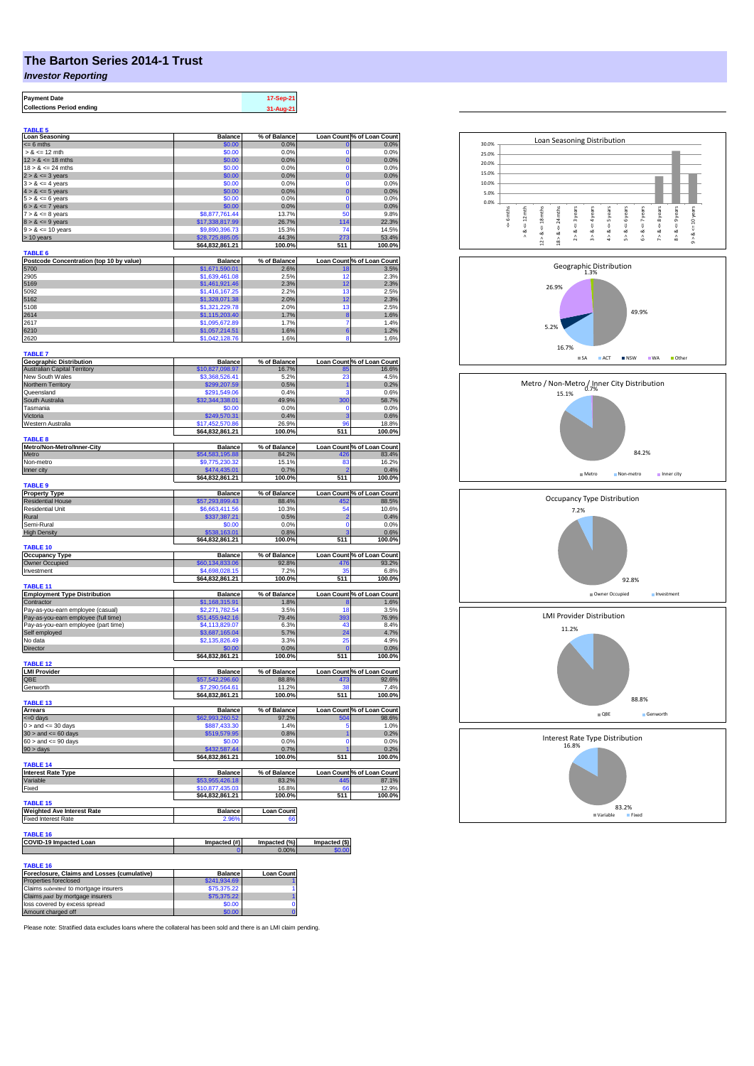# The Barton Series 2014-1 Trust

***Investor Reporting***

| | |
|---|---|
| **Payment Date** | 17-Sep-21 |
| **Collections Period ending** | 31-Aug-21 |

**TABLE 5**

| Loan Seasoning | Balance | % of Balance | Loan Count | % of Loan Count |
|---|---|---|---|---|
| <= 6 mths | $0.00 | 0.0% | 0 | 0.0% |
| > & <= 12 mth | $0.00 | 0.0% | 0 | 0.0% |
| 12 > & <= 18 mths | $0.00 | 0.0% | 0 | 0.0% |
| 18 > & <= 24 mths | $0.00 | 0.0% | 0 | 0.0% |
| 2 > & <= 3 years | $0.00 | 0.0% | 0 | 0.0% |
| 3 > & <= 4 years | $0.00 | 0.0% | 0 | 0.0% |
| 4 > & <= 5 years | $0.00 | 0.0% | 0 | 0.0% |
| 5 > & <= 6 years | $0.00 | 0.0% | 0 | 0.0% |
| 6 > & <= 7 years | $0.00 | 0.0% | 0 | 0.0% |
| 7 > & <= 8 years | $8,877,761.44 | 13.7% | 50 | 9.8% |
| 8 > & <= 9 years | $17,338,817.99 | 26.7% | 114 | 22.3% |
| 9 > & <= 10 years | $9,890,396.73 | 15.3% | 74 | 14.5% |
| > 10 years | $28,725,885.05 | 44.3% | 273 | 53.4% |
| | $64,832,861.21 | 100.0% | 511 | 100.0% |

**TABLE 6**

| Postcode Concentration (top 10 by value) | Balance | % of Balance | Loan Count | % of Loan Count |
|---|---|---|---|---|
| 5700 | $1,671,590.01 | 2.6% | 18 | 3.5% |
| 2905 | $1,639,461.08 | 2.5% | 12 | 2.3% |
| 5169 | $1,461,921.46 | 2.3% | 12 | 2.3% |
| 5092 | $1,416,167.25 | 2.2% | 13 | 2.5% |
| 5162 | $1,328,071.38 | 2.0% | 12 | 2.3% |
| 5108 | $1,321,229.78 | 2.0% | 13 | 2.5% |
| 2614 | $1,115,203.40 | 1.7% | 8 | 1.6% |
| 2617 | $1,095,672.89 | 1.7% | 7 | 1.4% |
| 6210 | $1,057,214.51 | 1.6% | 6 | 1.2% |
| 2620 | $1,042,128.76 | 1.6% | 8 | 1.6% |

**TABLE 7**

| Geographic Distribution | Balance | % of Balance | Loan Count | % of Loan Count |
|---|---|---|---|---|
| Australian Capital Territory | $10,827,098.97 | 16.7% | 85 | 16.6% |
| New South Wales | $3,368,526.41 | 5.2% | 23 | 4.5% |
| Northern Territory | $299,207.59 | 0.5% | 1 | 0.2% |
| Queensland | $291,549.06 | 0.4% | 3 | 0.6% |
| South Australia | $32,344,338.01 | 49.9% | 300 | 58.7% |
| Tasmania | $0.00 | 0.0% | 0 | 0.0% |
| Victoria | $249,570.31 | 0.4% | 3 | 0.6% |
| Western Australia | $17,452,570.86 | 26.9% | 96 | 18.8% |
| | $64,832,861.21 | 100.0% | 511 | 100.0% |

**TABLE 8**

| Metro/Non-Metro/Inner-City | Balance | % of Balance | Loan Count | % of Loan Count |
|---|---|---|---|---|
| Metro | $54,583,195.88 | 84.2% | 426 | 83.4% |
| Non-metro | $9,775,230.32 | 15.1% | 83 | 16.2% |
| Inner city | $474,435.01 | 0.7% | 2 | 0.4% |
| | $64,832,861.21 | 100.0% | 511 | 100.0% |

**TABLE 9**

| Property Type | Balance | % of Balance | Loan Count | % of Loan Count |
|---|---|---|---|---|
| Residential House | $57,293,899.43 | 88.4% | 452 | 88.5% |
| Residential Unit | $6,663,411.56 | 10.3% | 54 | 10.6% |
| Rural | $337,387.21 | 0.5% | 2 | 0.4% |
| Semi-Rural | $0.00 | 0.0% | 0 | 0.0% |
| High Density | $538,163.01 | 0.8% | 3 | 0.6% |
| | $64,832,861.21 | 100.0% | 511 | 100.0% |

**TABLE 10**

| Occupancy Type | Balance | % of Balance | Loan Count | % of Loan Count |
|---|---|---|---|---|
| Owner Occupied | $60,134,833.06 | 92.8% | 476 | 93.2% |
| Investment | $4,698,028.15 | 7.2% | 35 | 6.8% |
| | $64,832,861.21 | 100.0% | 511 | 100.0% |

**TABLE 11**

| Employment Type Distribution | Balance | % of Balance | Loan Count | % of Loan Count |
|---|---|---|---|---|
| Contractor | $1,168,315.91 | 1.8% | 8 | 1.6% |
| Pay-as-you-earn employee (casual) | $2,271,782.54 | 3.5% | 18 | 3.5% |
| Pay-as-you-earn employee (full time) | $51,455,942.16 | 79.4% | 393 | 76.9% |
| Pay-as-you-earn employee (part time) | $4,113,829.07 | 6.3% | 43 | 8.4% |
| Self employed | $3,687,165.04 | 5.7% | 24 | 4.7% |
| No data | $2,135,826.49 | 3.3% | 25 | 4.9% |
| Director | $0.00 | 0.0% | 0 | 0.0% |
| | $64,832,861.21 | 100.0% | 511 | 100.0% |

**TABLE 12**

| LMI Provider | Balance | % of Balance | Loan Count | % of Loan Count |
|---|---|---|---|---|
| QBE | $57,542,296.60 | 88.8% | 473 | 92.6% |
| Genworth | $7,290,564.61 | 11.2% | 38 | 7.4% |
| | $64,832,861.21 | 100.0% | 511 | 100.0% |

**TABLE 13**

| Arrears | Balance | % of Balance | Loan Count | % of Loan Count |
|---|---|---|---|---|
| <=0 days | $62,993,260.52 | 97.2% | 504 | 98.6% |
| 0 > and <= 30 days | $887,433.30 | 1.4% | 5 | 1.0% |
| 30 > and <= 60 days | $519,579.95 | 0.8% | 1 | 0.2% |
| 60 > and <= 90 days | $0.00 | 0.0% | 0 | 0.0% |
| 90 > days | $432,587.44 | 0.7% | 1 | 0.2% |
| | $64,832,861.21 | 100.0% | 511 | 100.0% |

**TABLE 14**

| Interest Rate Type | Balance | % of Balance | Loan Count | % of Loan Count |
|---|---|---|---|---|
| Variable | $53,955,426.18 | 83.2% | 445 | 87.1% |
| Fixed | $10,877,435.03 | 16.8% | 66 | 12.9% |
| | $64,832,861.21 | 100.0% | 511 | 100.0% |

**TABLE 15**

| Weighted Ave Interest Rate | Balance | Loan Count |
|---|---|---|
| Fixed Interest Rate | 2.96% | 66 |

**TABLE 16**

| COVID-19 Impacted Loan | Impacted (#) | Impacted (%) | Impacted ($) |
|---|---|---|---|
| | 0 | 0.00% | $0.00 |

**TABLE 16**

| Foreclosure, Claims and Losses (cumulative) | Balance | Loan Count |
|---|---|---|
| Properties foreclosed | $241,934.69 | 1 |
| Claims *submitted* to mortgage insurers | $75,375.22 | 1 |
| Claims *paid* by mortgage insurers | $75,375.22 | 1 |
| loss covered by excess spread | $0.00 | 0 |
| Amount charged off | $0.00 | 0 |

Please note: Stratified data excludes loans where the collateral has been sold and there is an LMI claim pending.

Loan Seasoning Distribution
30.0%
25.0%
20.0%
15.0%
10.0%
5.0%
0.0%
<= 6 mths
> & <= 12 mth
12 > & <= 18 mths
18 > & <= 24 mths
2 > & <= 3 years
3 > & <= 4 years
4 > & <= 5 years
5 > & <= 6 years
6 > & <= 7 years
7 > & <= 8 years
8 > & <= 9 years
9 > & <= 10 years

Geographic Distribution
1.3%
26.9%
49.9%
5.2%
16.7%
SA ACT NSW WA Other

Metro / Non-Metro / Inner City Distribution
0.7%
15.1%
84.2%
Metro Non-metro Inner city

Occupancy Type Distribution
7.2%
92.8%
Owner Occupied Investment

LMI Provider Distribution
11.2%
88.8%
QBE Genworth

Interest Rate Type Distribution
16.8%
83.2%
Variable Fixed